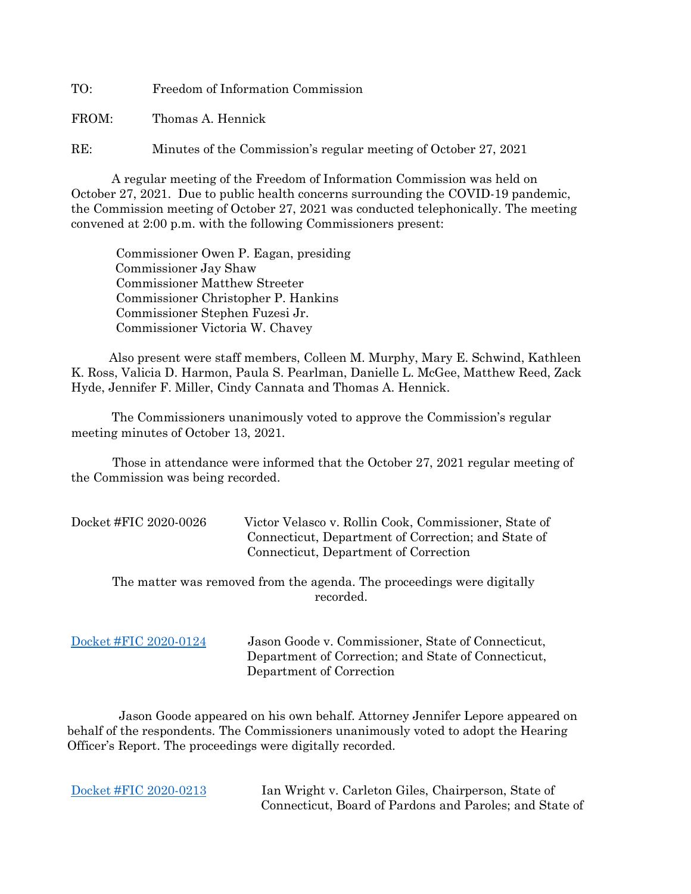TO: Freedom of Information Commission

FROM: Thomas A. Hennick

RE: Minutes of the Commission's regular meeting of October 27, 2021

A regular meeting of the Freedom of Information Commission was held on October 27, 2021. Due to public health concerns surrounding the COVID-19 pandemic, the Commission meeting of October 27, 2021 was conducted telephonically. The meeting convened at 2:00 p.m. with the following Commissioners present:

Commissioner Owen P. Eagan, presiding
Commissioner Jay Shaw
Commissioner Matthew Streeter
Commissioner Christopher P. Hankins
Commissioner Stephen Fuzesi Jr.
Commissioner Victoria W. Chavey

Also present were staff members, Colleen M. Murphy, Mary E. Schwind, Kathleen K. Ross, Valicia D. Harmon, Paula S. Pearlman, Danielle L. McGee, Matthew Reed, Zack Hyde, Jennifer F. Miller, Cindy Cannata and Thomas A. Hennick.

The Commissioners unanimously voted to approve the Commission's regular meeting minutes of October 13, 2021.

Those in attendance were informed that the October 27, 2021 regular meeting of the Commission was being recorded.

Docket #FIC 2020-0026 — Victor Velasco v. Rollin Cook, Commissioner, State of Connecticut, Department of Correction; and State of Connecticut, Department of Correction

The matter was removed from the agenda. The proceedings were digitally recorded.

Docket #FIC 2020-0124 — Jason Goode v. Commissioner, State of Connecticut, Department of Correction; and State of Connecticut, Department of Correction

Jason Goode appeared on his own behalf. Attorney Jennifer Lepore appeared on behalf of the respondents. The Commissioners unanimously voted to adopt the Hearing Officer's Report. The proceedings were digitally recorded.

Docket #FIC 2020-0213 — Ian Wright v. Carleton Giles, Chairperson, State of Connecticut, Board of Pardons and Paroles; and State of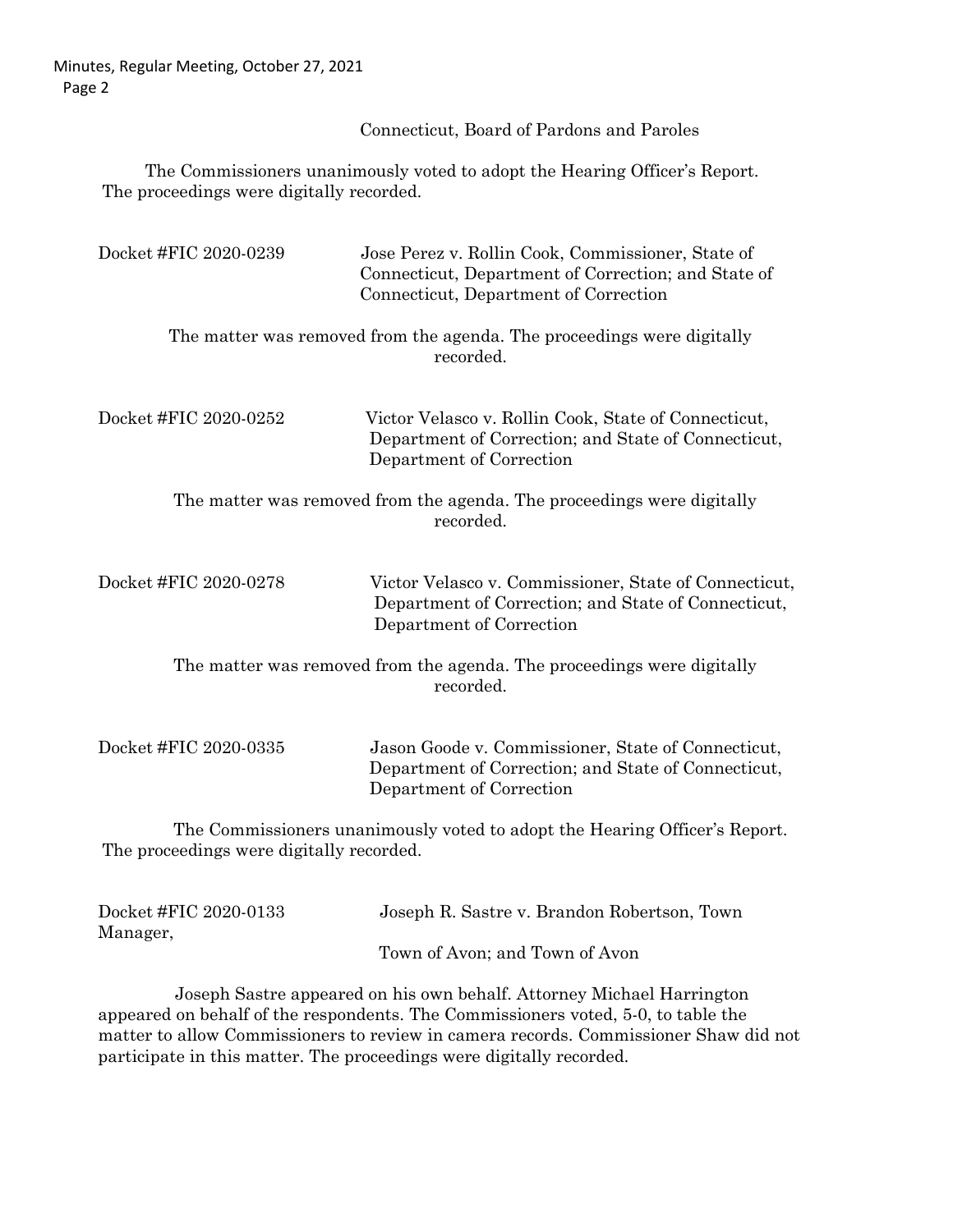Connecticut, Board of Pardons and Paroles

The Commissioners unanimously voted to adopt the Hearing Officer's Report. The proceedings were digitally recorded.

Docket #FIC 2020-0239 Jose Perez v. Rollin Cook, Commissioner, State of Connecticut, Department of Correction; and State of Connecticut, Department of Correction

The matter was removed from the agenda. The proceedings were digitally recorded.

Docket #FIC 2020-0252 Victor Velasco v. Rollin Cook, State of Connecticut, Department of Correction; and State of Connecticut, Department of Correction

The matter was removed from the agenda. The proceedings were digitally recorded.

Docket #FIC 2020-0278 Victor Velasco v. Commissioner, State of Connecticut, Department of Correction; and State of Connecticut, Department of Correction

The matter was removed from the agenda. The proceedings were digitally recorded.

Docket #FIC 2020-0335 Jason Goode v. Commissioner, State of Connecticut, Department of Correction; and State of Connecticut, Department of Correction

The Commissioners unanimously voted to adopt the Hearing Officer's Report. The proceedings were digitally recorded.

Docket #FIC 2020-0133 Joseph R. Sastre v. Brandon Robertson, Town Manager, Town of Avon; and Town of Avon

Joseph Sastre appeared on his own behalf. Attorney Michael Harrington appeared on behalf of the respondents. The Commissioners voted, 5-0, to table the matter to allow Commissioners to review in camera records. Commissioner Shaw did not participate in this matter. The proceedings were digitally recorded.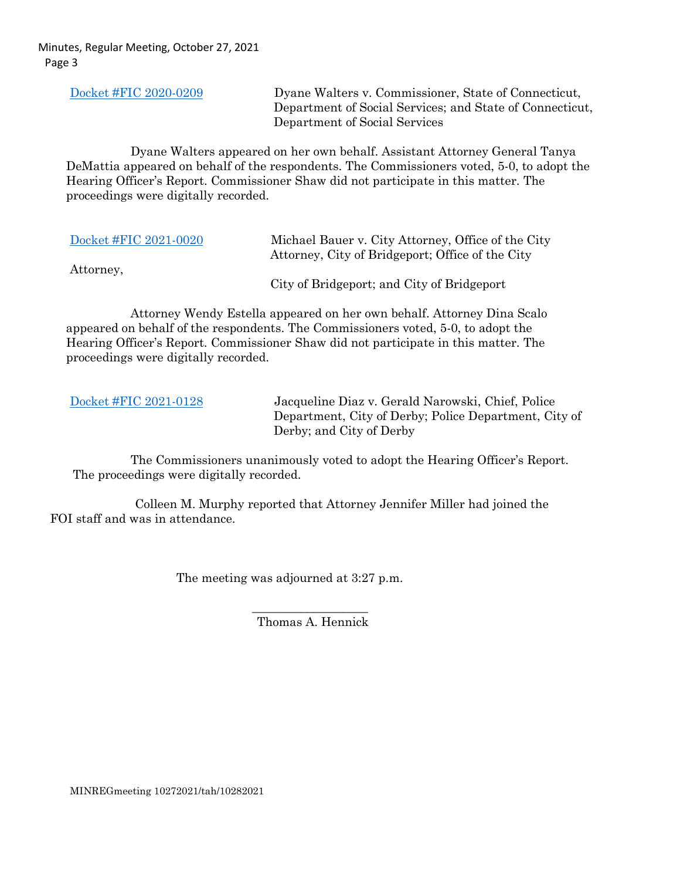Docket #FIC 2020-0209 Dyane Walters v. Commissioner, State of Connecticut, Department of Social Services; and State of Connecticut, Department of Social Services

Dyane Walters appeared on her own behalf. Assistant Attorney General Tanya DeMattia appeared on behalf of the respondents. The Commissioners voted, 5-0, to adopt the Hearing Officer's Report. Commissioner Shaw did not participate in this matter. The proceedings were digitally recorded.

Docket #FIC 2021-0020 Michael Bauer v. City Attorney, Office of the City Attorney, City of Bridgeport; Office of the City Attorney, City of Bridgeport; and City of Bridgeport

Attorney Wendy Estella appeared on her own behalf. Attorney Dina Scalo appeared on behalf of the respondents. The Commissioners voted, 5-0, to adopt the Hearing Officer's Report. Commissioner Shaw did not participate in this matter. The proceedings were digitally recorded.

Docket #FIC 2021-0128 Jacqueline Diaz v. Gerald Narowski, Chief, Police Department, City of Derby; Police Department, City of Derby; and City of Derby

The Commissioners unanimously voted to adopt the Hearing Officer's Report. The proceedings were digitally recorded.

Colleen M. Murphy reported that Attorney Jennifer Miller had joined the FOI staff and was in attendance.

The meeting was adjourned at 3:27 p.m.

\_\_\_\_\_\_\_\_\_\_\_\_\_\_\_\_\_\_\_
Thomas A. Hennick

MINREGmeeting 10272021/tah/10282021